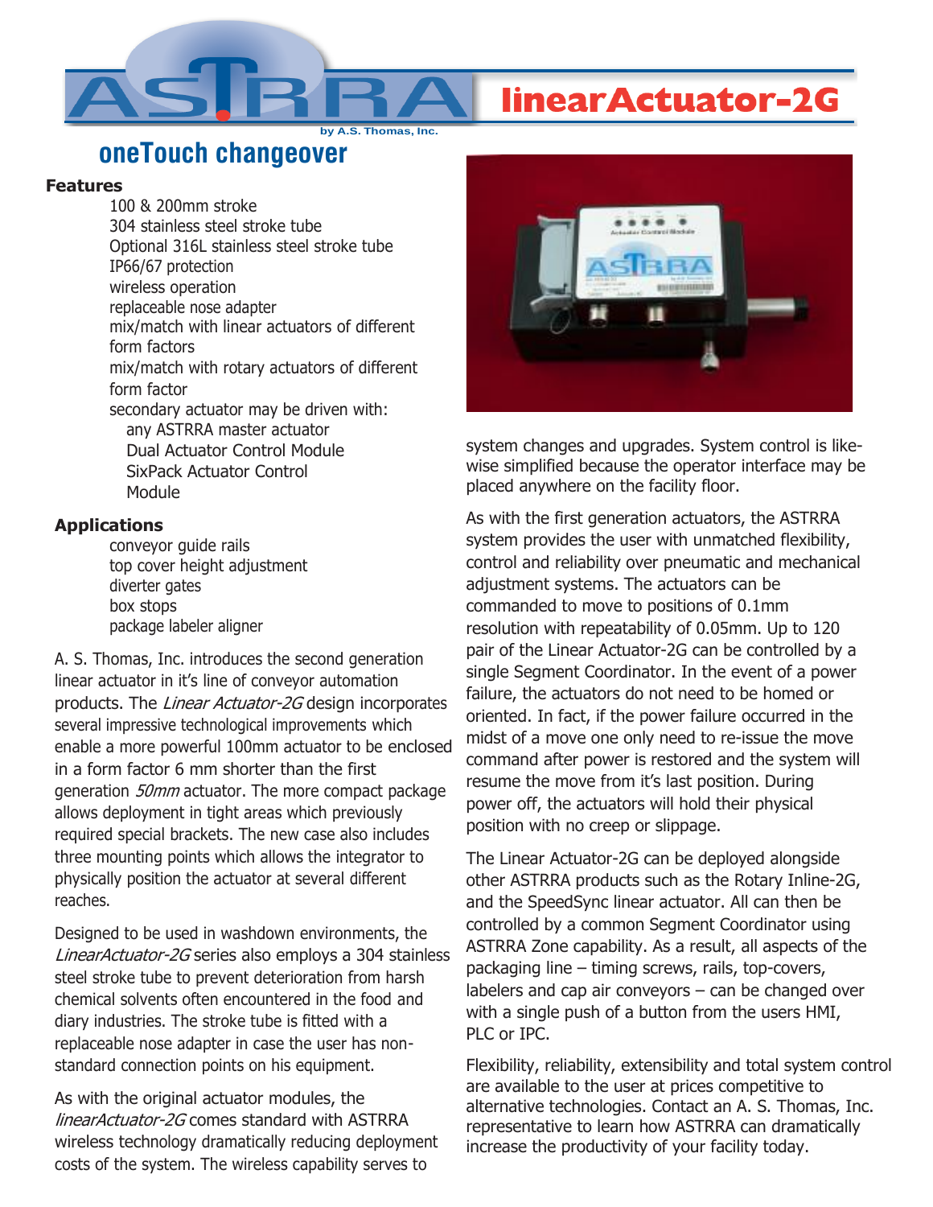# ASTRRA linearActuator-2G

by A.S. Thomas, Inc.

## oneTouch changeover

### Features

- 100 & 200mm stroke
- 304 stainless steel stroke tube
- Optional 316L stainless steel stroke tube
- IP66/67 protection
- wireless operation
- replaceable nose adapter
- mix/match with linear actuators of different form factors
- mix/match with rotary actuators of different form factor
- secondary actuator may be driven with:
  - any ASTRRA master actuator
  - Dual Actuator Control Module
  - SixPack Actuator Control Module

### Applications

- conveyor guide rails
- top cover height adjustment
- diverter gates
- box stops
- package labeler aligner

A. S. Thomas, Inc. introduces the second generation linear actuator in it's line of conveyor automation products. The *Linear Actuator-2G* design incorporates several impressive technological improvements which enable a more powerful 100mm actuator to be enclosed in a form factor 6 mm shorter than the first generation *50mm* actuator. The more compact package allows deployment in tight areas which previously required special brackets. The new case also includes three mounting points which allows the integrator to physically position the actuator at several different reaches.

Designed to be used in washdown environments, the *LinearActuator-2G* series also employs a 304 stainless steel stroke tube to prevent deterioration from harsh chemical solvents often encountered in the food and diary industries. The stroke tube is fitted with a replaceable nose adapter in case the user has non-standard connection points on his equipment.

As with the original actuator modules, the *linearActuator-2G* comes standard with ASTRRA wireless technology dramatically reducing deployment costs of the system. The wireless capability serves to system changes and upgrades. System control is likewise simplified because the operator interface may be placed anywhere on the facility floor.

As with the first generation actuators, the ASTRRA system provides the user with unmatched flexibility, control and reliability over pneumatic and mechanical adjustment systems. The actuators can be commanded to move to positions of 0.1mm resolution with repeatability of 0.05mm. Up to 120 pair of the Linear Actuator-2G can be controlled by a single Segment Coordinator. In the event of a power failure, the actuators do not need to be homed or oriented. In fact, if the power failure occurred in the midst of a move one only need to re-issue the move command after power is restored and the system will resume the move from it's last position. During power off, the actuators will hold their physical position with no creep or slippage.

The Linear Actuator-2G can be deployed alongside other ASTRRA products such as the Rotary Inline-2G, and the SpeedSync linear actuator. All can then be controlled by a common Segment Coordinator using ASTRRA Zone capability. As a result, all aspects of the packaging line – timing screws, rails, top-covers, labelers and cap air conveyors – can be changed over with a single push of a button from the users HMI, PLC or IPC.

Flexibility, reliability, extensibility and total system control are available to the user at prices competitive to alternative technologies. Contact an A. S. Thomas, Inc. representative to learn how ASTRRA can dramatically increase the productivity of your facility today.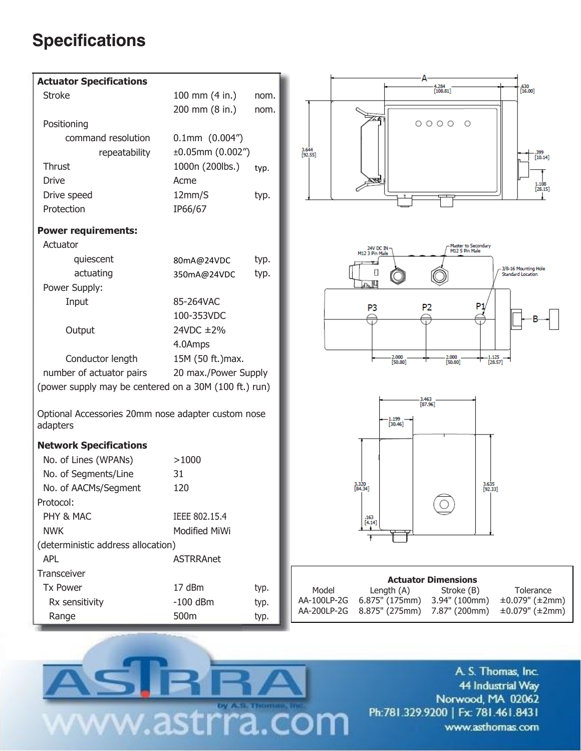# Specifications

| | | |
|---|---|---|
| **Actuator Specifications** | | |
| Stroke | 100 mm (4 in.) | nom. |
| | 200 mm (8 in.) | nom. |
| Positioning | | |
| command resolution | 0.1mm (0.004”) | |
| repeatability | ±0.05mm (0.002”) | |
| Thrust | 1000n (200lbs.) | typ. |
| Drive | Acme | |
| Drive speed | 12mm/S | typ. |
| Protection | IP66/67 | |
| **Power requirements:** | | |
| Actuator | | |
| quiescent | 80mA@24VDC | typ. |
| actuating | 350mA@24VDC | typ. |
| Power Supply: | | |
| Input | 85-264VAC | |
| | 100-353VDC | |
| Output | 24VDC ±2% | |
| | 4.0Amps | |
| Conductor length | 15M (50 ft.)max. | |
| number of actuator pairs | 20 max./Power Supply | |

(power supply may be centered on a 30M (100 ft.) run)

Optional Accessories 20mm nose adapter custom nose adapters

| | | |
|---|---|---|
| **Network Specifications** | | |
| No. of Lines (WPANs) | >1000 | |
| No. of Segments/Line | 31 | |
| No. of AACMs/Segment | 120 | |
| Protocol: | | |
| PHY & MAC | IEEE 802.15.4 | |
| NWK | Modified MiWi | |
| (deterministic address allocation) | | |
| APL | ASTRRAnet | |
| Transceiver | | |
| Tx Power | 17 dBm | typ. |
| Rx sensitivity | -100 dBm | typ. |
| Range | 500m | typ. |

A
4.284 [108.81]
.630 [16.00]
3.644 [92.55]
.399 [10.14]
1.108 [28.15]

24V DC IN M12 3 Pin Male
Master to Secondary M12 5 Pin Male
3/8-16 Mounting Hole Standard Location
P3
P2
P1
B
2.000 [50.80]
2.000 [50.80]
1.125 [28.57]

3.463 [87.96]
1.199 [30.46]
3.320 [84.34]
3.635 [92.33]
.163 [4.14]

**Actuator Dimensions**

| Model | Length (A) | Stroke (B) | Tolerance |
|---|---|---|---|
| AA-100LP-2G | 6.875" (175mm) | 3.94" (100mm) | ±0.079" (±2mm) |
| AA-200LP-2G | 8.875" (275mm) | 7.87" (200mm) | ±0.079" (±2mm) |

ASTRRA by A.S. Thomas, Inc.
www.astrra.com

A. S. Thomas, Inc.
44 Industrial Way
Norwood, MA 02062
Ph:781.329.9200 | Fx: 781.461.8431
www.asthomas.com